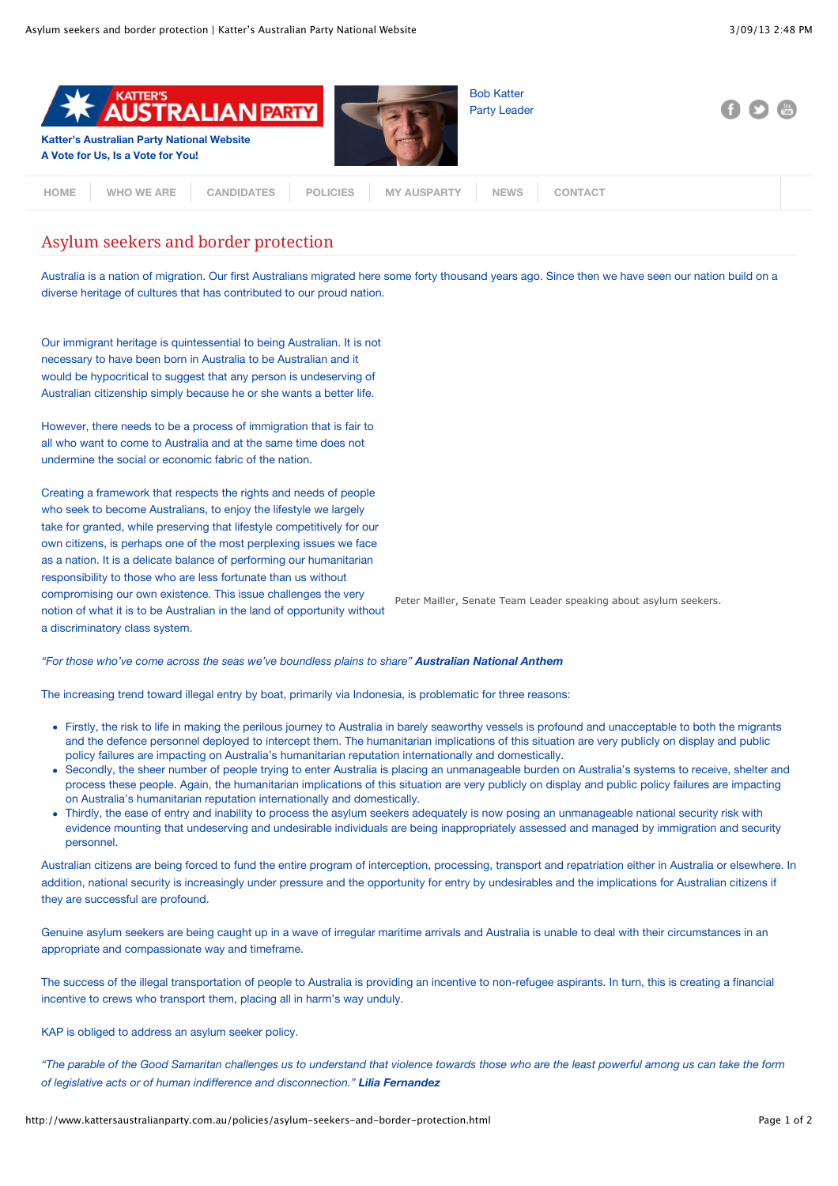Katter's Australian Party National Website
A Vote for Us, Is a Vote for You!

Bob Katter
Party Leader

HOME | WHO WE ARE | CANDIDATES | POLICIES | MY AUSPARTY | NEWS | CONTACT

# Asylum seekers and border protection

Australia is a nation of migration. Our first Australians migrated here some forty thousand years ago. Since then we have seen our nation build on a diverse heritage of cultures that has contributed to our proud nation.

Our immigrant heritage is quintessential to being Australian. It is not necessary to have been born in Australia to be Australian and it would be hypocritical to suggest that any person is undeserving of Australian citizenship simply because he or she wants a better life.

However, there needs to be a process of immigration that is fair to all who want to come to Australia and at the same time does not undermine the social or economic fabric of the nation.

Creating a framework that respects the rights and needs of people who seek to become Australians, to enjoy the lifestyle we largely take for granted, while preserving that lifestyle competitively for our own citizens, is perhaps one of the most perplexing issues we face as a nation. It is a delicate balance of performing our humanitarian responsibility to those who are less fortunate than us without compromising our own existence. This issue challenges the very notion of what it is to be Australian in the land of opportunity without a discriminatory class system.

Peter Mailler, Senate Team Leader speaking about asylum seekers.

*"For those who've come across the seas we've boundless plains to share"* ***Australian National Anthem***

The increasing trend toward illegal entry by boat, primarily via Indonesia, is problematic for three reasons:

- Firstly, the risk to life in making the perilous journey to Australia in barely seaworthy vessels is profound and unacceptable to both the migrants and the defence personnel deployed to intercept them. The humanitarian implications of this situation are very publicly on display and public policy failures are impacting on Australia's humanitarian reputation internationally and domestically.
- Secondly, the sheer number of people trying to enter Australia is placing an unmanageable burden on Australia's systems to receive, shelter and process these people. Again, the humanitarian implications of this situation are very publicly on display and public policy failures are impacting on Australia's humanitarian reputation internationally and domestically.
- Thirdly, the ease of entry and inability to process the asylum seekers adequately is now posing an unmanageable national security risk with evidence mounting that undeserving and undesirable individuals are being inappropriately assessed and managed by immigration and security personnel.

Australian citizens are being forced to fund the entire program of interception, processing, transport and repatriation either in Australia or elsewhere. In addition, national security is increasingly under pressure and the opportunity for entry by undesirables and the implications for Australian citizens if they are successful are profound.

Genuine asylum seekers are being caught up in a wave of irregular maritime arrivals and Australia is unable to deal with their circumstances in an appropriate and compassionate way and timeframe.

The success of the illegal transportation of people to Australia is providing an incentive to non-refugee aspirants. In turn, this is creating a financial incentive to crews who transport them, placing all in harm's way unduly.

KAP is obliged to address an asylum seeker policy.

*"The parable of the Good Samaritan challenges us to understand that violence towards those who are the least powerful among us can take the form of legislative acts or of human indifference and disconnection."* ***Lilia Fernandez***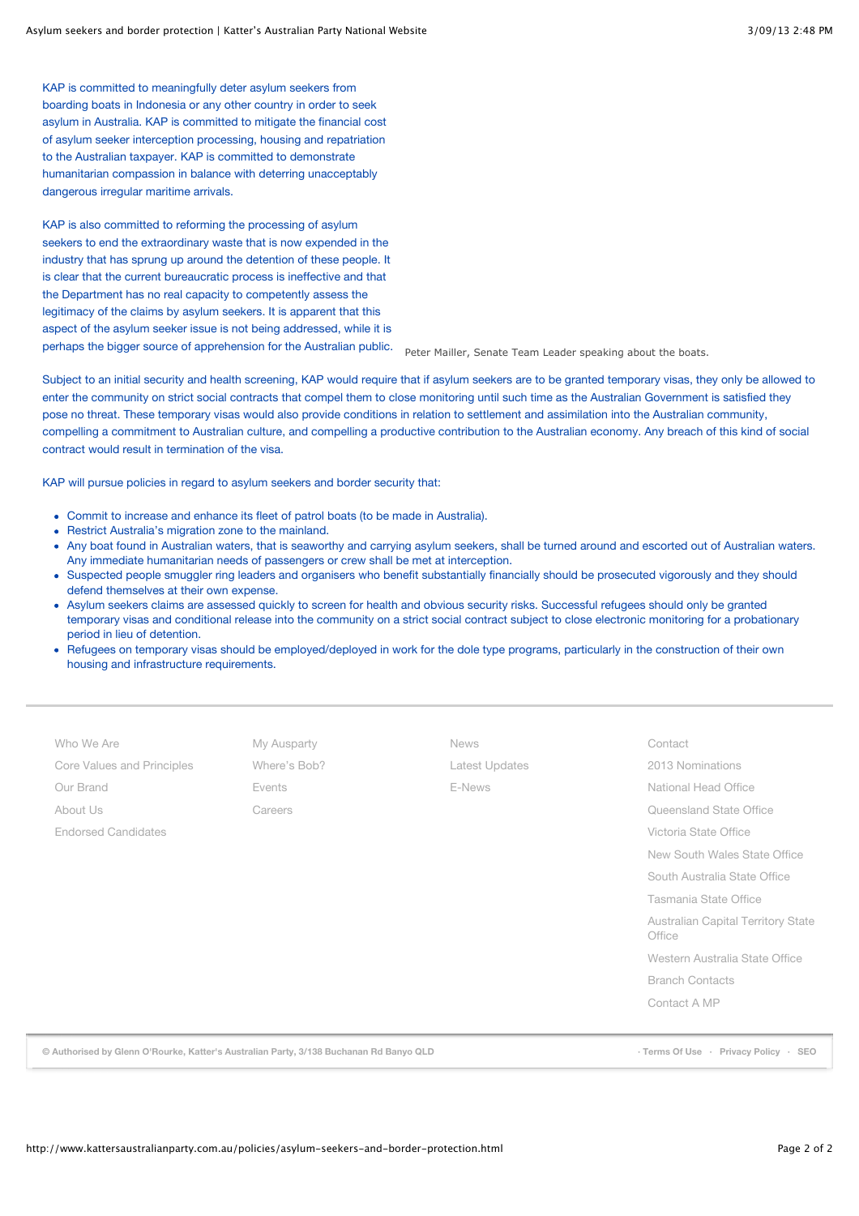KAP is committed to meaningfully deter asylum seekers from boarding boats in Indonesia or any other country in order to seek asylum in Australia. KAP is committed to mitigate the financial cost of asylum seeker interception processing, housing and repatriation to the Australian taxpayer. KAP is committed to demonstrate humanitarian compassion in balance with deterring unacceptably dangerous irregular maritime arrivals.

KAP is also committed to reforming the processing of asylum seekers to end the extraordinary waste that is now expended in the industry that has sprung up around the detention of these people. It is clear that the current bureaucratic process is ineffective and that the Department has no real capacity to competently assess the legitimacy of the claims by asylum seekers. It is apparent that this aspect of the asylum seeker issue is not being addressed, while it is perhaps the bigger source of apprehension for the Australian public.

Peter Mailler, Senate Team Leader speaking about the boats.

Subject to an initial security and health screening, KAP would require that if asylum seekers are to be granted temporary visas, they only be allowed to enter the community on strict social contracts that compel them to close monitoring until such time as the Australian Government is satisfied they pose no threat. These temporary visas would also provide conditions in relation to settlement and assimilation into the Australian community, compelling a commitment to Australian culture, and compelling a productive contribution to the Australian economy. Any breach of this kind of social contract would result in termination of the visa.

KAP will pursue policies in regard to asylum seekers and border security that:

- Commit to increase and enhance its fleet of patrol boats (to be made in Australia).
- Restrict Australia's migration zone to the mainland.
- Any boat found in Australian waters, that is seaworthy and carrying asylum seekers, shall be turned around and escorted out of Australian waters. Any immediate humanitarian needs of passengers or crew shall be met at interception.
- Suspected people smuggler ring leaders and organisers who benefit substantially financially should be prosecuted vigorously and they should defend themselves at their own expense.
- Asylum seekers claims are assessed quickly to screen for health and obvious security risks. Successful refugees should only be granted temporary visas and conditional release into the community on a strict social contract subject to close electronic monitoring for a probationary period in lieu of detention.
- Refugees on temporary visas should be employed/deployed in work for the dole type programs, particularly in the construction of their own housing and infrastructure requirements.

Who We Are
Core Values and Principles
Our Brand
About Us
Endorsed Candidates

My Ausparty
Where's Bob?
Events
Careers

News
Latest Updates
E-News

Contact
2013 Nominations
National Head Office
Queensland State Office
Victoria State Office
New South Wales State Office
South Australia State Office
Tasmania State Office
Australian Capital Territory State Office
Western Australia State Office
Branch Contacts
Contact A MP

**© Authorised by Glenn O'Rourke, Katter's Australian Party, 3/138 Buchanan Rd Banyo QLD**

**· Terms Of Use · Privacy Policy · SEO**